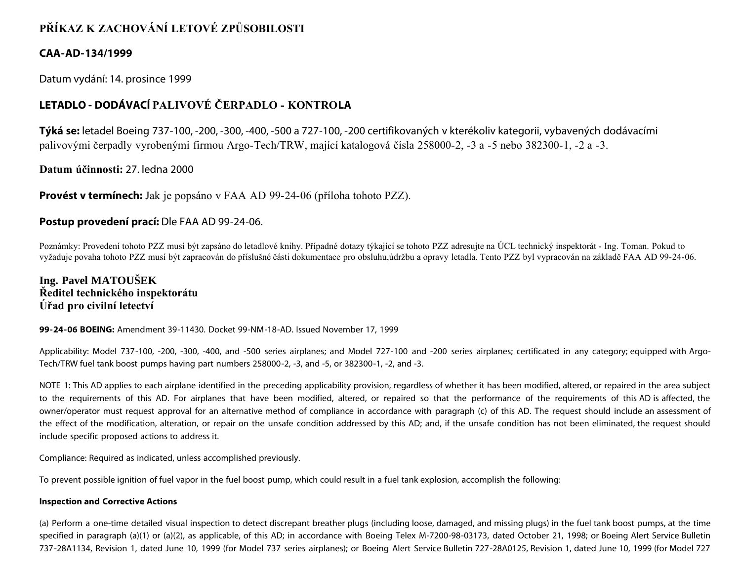# PŘÍKAZ K ZACHOVÁNÍ LETOVÉ ZPŮSOBILOSTI

## CAA-AD-134/1999

Datum vydání: 14. prosince 1999

## LETADLO - DODÁVACÍ PALIVOVÉ ČERPADLO - KONTROLA

**Týká se:** letadel Boeing 737-100, -200, -300, -400, -500 a 727-100, -200 certifikovaných v kterékoliv kategorii, vybavených dodávacími palivovými čerpadly vyrobenými firmou Argo-Tech/TRW, mající katalogová čísla 258000-2, -3 a -5 nebo 382300-1, -2 a -3.

**Datum účinnosti:** 27. ledna 2000

**Provést v termínech:** Jak je popsáno v FAA AD 99-24-06 (příloha tohoto PZZ).

**Postup provedení prací:** Dle FAA AD 99-24-06.

Poznámky: Provedení tohoto PZZ musí být zapsáno do letadlové knihy. Případné dotazy týkající se tohoto PZZ adresujte na ÚCL technický inspektorát - Ing. Toman. Pokud to vyžaduje povaha tohoto PZZ musí být zapracován do příslušné části dokumentace pro obsluhu,údržbu a opravy letadla. Tento PZZ byl vypracován na základě FAA AD 99-24-06.

**Ing. Pavel MATOUŠEK**
**Ředitel technického inspektorátu**
**Úřad pro civilní letectví**

**99-24-06 BOEING:** Amendment 39-11430. Docket 99-NM-18-AD. Issued November 17, 1999

Applicability: Model 737-100, -200, -300, -400, and -500 series airplanes; and Model 727-100 and -200 series airplanes; certificated in any category; equipped with Argo-Tech/TRW fuel tank boost pumps having part numbers 258000-2, -3, and -5, or 382300-1, -2, and -3.

NOTE 1: This AD applies to each airplane identified in the preceding applicability provision, regardless of whether it has been modified, altered, or repaired in the area subject to the requirements of this AD. For airplanes that have been modified, altered, or repaired so that the performance of the requirements of this AD is affected, the owner/operator must request approval for an alternative method of compliance in accordance with paragraph (c) of this AD. The request should include an assessment of the effect of the modification, alteration, or repair on the unsafe condition addressed by this AD; and, if the unsafe condition has not been eliminated, the request should include specific proposed actions to address it.

Compliance: Required as indicated, unless accomplished previously.

To prevent possible ignition of fuel vapor in the fuel boost pump, which could result in a fuel tank explosion, accomplish the following:

**Inspection and Corrective Actions**

(a) Perform a one-time detailed visual inspection to detect discrepant breather plugs (including loose, damaged, and missing plugs) in the fuel tank boost pumps, at the time specified in paragraph (a)(1) or (a)(2), as applicable, of this AD; in accordance with Boeing Telex M-7200-98-03173, dated October 21, 1998; or Boeing Alert Service Bulletin 737-28A1134, Revision 1, dated June 10, 1999 (for Model 737 series airplanes); or Boeing Alert Service Bulletin 727-28A0125, Revision 1, dated June 10, 1999 (for Model 727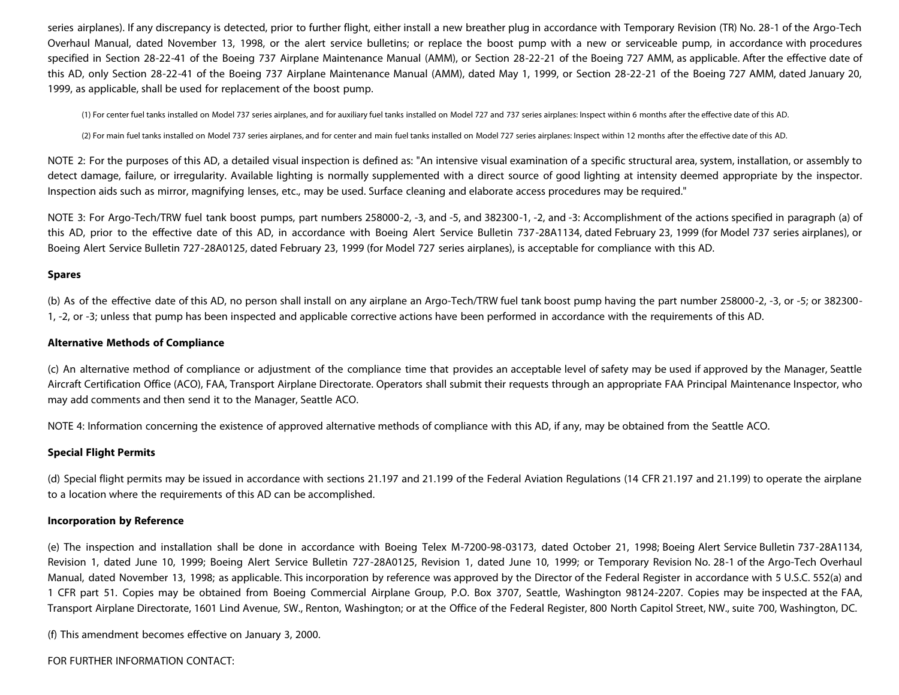series airplanes). If any discrepancy is detected, prior to further flight, either install a new breather plug in accordance with Temporary Revision (TR) No. 28-1 of the Argo-Tech Overhaul Manual, dated November 13, 1998, or the alert service bulletins; or replace the boost pump with a new or serviceable pump, in accordance with procedures specified in Section 28-22-41 of the Boeing 737 Airplane Maintenance Manual (AMM), or Section 28-22-21 of the Boeing 727 AMM, as applicable. After the effective date of this AD, only Section 28-22-41 of the Boeing 737 Airplane Maintenance Manual (AMM), dated May 1, 1999, or Section 28-22-21 of the Boeing 727 AMM, dated January 20, 1999, as applicable, shall be used for replacement of the boost pump.

(1) For center fuel tanks installed on Model 737 series airplanes, and for auxiliary fuel tanks installed on Model 727 and 737 series airplanes: Inspect within 6 months after the effective date of this AD.

(2) For main fuel tanks installed on Model 737 series airplanes, and for center and main fuel tanks installed on Model 727 series airplanes: Inspect within 12 months after the effective date of this AD.

NOTE 2: For the purposes of this AD, a detailed visual inspection is defined as: "An intensive visual examination of a specific structural area, system, installation, or assembly to detect damage, failure, or irregularity. Available lighting is normally supplemented with a direct source of good lighting at intensity deemed appropriate by the inspector. Inspection aids such as mirror, magnifying lenses, etc., may be used. Surface cleaning and elaborate access procedures may be required."

NOTE 3: For Argo-Tech/TRW fuel tank boost pumps, part numbers 258000-2, -3, and -5, and 382300-1, -2, and -3: Accomplishment of the actions specified in paragraph (a) of this AD, prior to the effective date of this AD, in accordance with Boeing Alert Service Bulletin 737-28A1134, dated February 23, 1999 (for Model 737 series airplanes), or Boeing Alert Service Bulletin 727-28A0125, dated February 23, 1999 (for Model 727 series airplanes), is acceptable for compliance with this AD.

**Spares**

(b) As of the effective date of this AD, no person shall install on any airplane an Argo-Tech/TRW fuel tank boost pump having the part number 258000-2, -3, or -5; or 382300-1, -2, or -3; unless that pump has been inspected and applicable corrective actions have been performed in accordance with the requirements of this AD.

**Alternative Methods of Compliance**

(c) An alternative method of compliance or adjustment of the compliance time that provides an acceptable level of safety may be used if approved by the Manager, Seattle Aircraft Certification Office (ACO), FAA, Transport Airplane Directorate. Operators shall submit their requests through an appropriate FAA Principal Maintenance Inspector, who may add comments and then send it to the Manager, Seattle ACO.

NOTE 4: Information concerning the existence of approved alternative methods of compliance with this AD, if any, may be obtained from the Seattle ACO.

**Special Flight Permits**

(d) Special flight permits may be issued in accordance with sections 21.197 and 21.199 of the Federal Aviation Regulations (14 CFR 21.197 and 21.199) to operate the airplane to a location where the requirements of this AD can be accomplished.

**Incorporation by Reference**

(e) The inspection and installation shall be done in accordance with Boeing Telex M-7200-98-03173, dated October 21, 1998; Boeing Alert Service Bulletin 737-28A1134, Revision 1, dated June 10, 1999; Boeing Alert Service Bulletin 727-28A0125, Revision 1, dated June 10, 1999; or Temporary Revision No. 28-1 of the Argo-Tech Overhaul Manual, dated November 13, 1998; as applicable. This incorporation by reference was approved by the Director of the Federal Register in accordance with 5 U.S.C. 552(a) and 1 CFR part 51. Copies may be obtained from Boeing Commercial Airplane Group, P.O. Box 3707, Seattle, Washington 98124-2207. Copies may be inspected at the FAA, Transport Airplane Directorate, 1601 Lind Avenue, SW., Renton, Washington; or at the Office of the Federal Register, 800 North Capitol Street, NW., suite 700, Washington, DC.

(f) This amendment becomes effective on January 3, 2000.

FOR FURTHER INFORMATION CONTACT: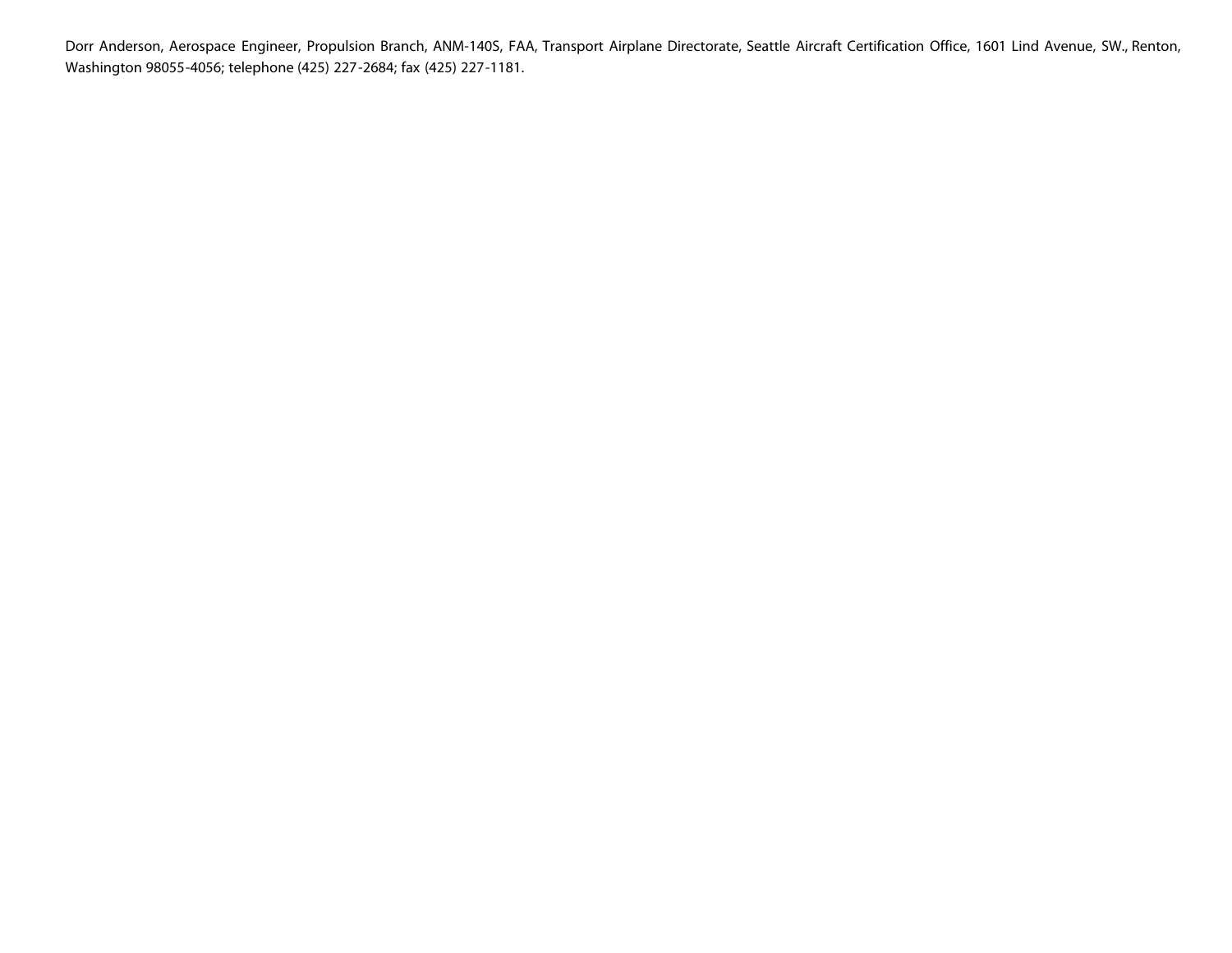Dorr Anderson, Aerospace Engineer, Propulsion Branch, ANM-140S, FAA, Transport Airplane Directorate, Seattle Aircraft Certification Office, 1601 Lind Avenue, SW., Renton, Washington 98055-4056; telephone (425) 227-2684; fax (425) 227-1181.